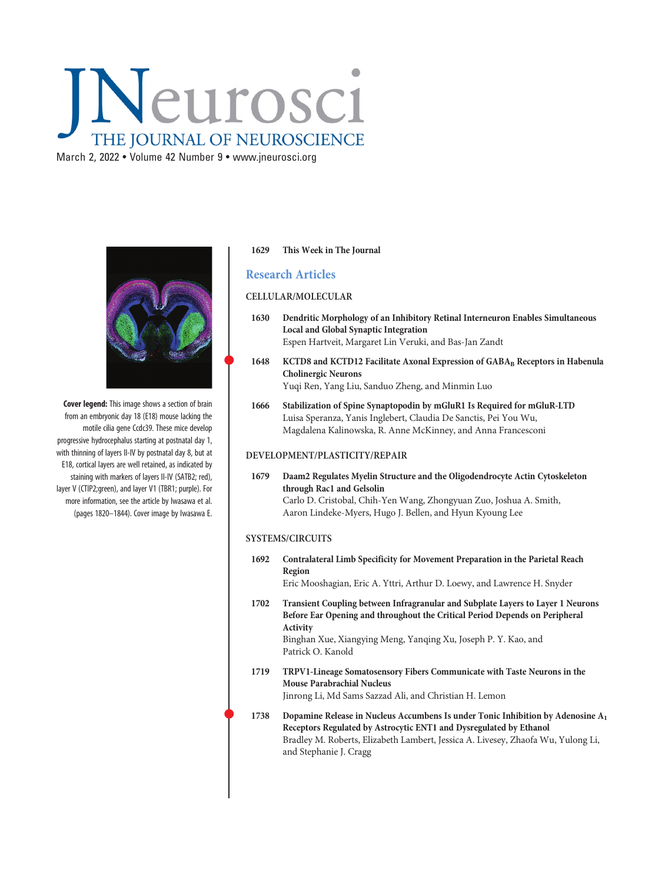# JNeurosci

## THE JOURNAL OF NEUROSCIENCE

March 2, 2022 • Volume 42 Number 9 • www.jneurosci.org

**Cover legend:** This image shows a section of brain from an embryonic day 18 (E18) mouse lacking the motile cilia gene Ccdc39. These mice develop progressive hydrocephalus starting at postnatal day 1, with thinning of layers II-IV by postnatal day 8, but at E18, cortical layers are well retained, as indicated by staining with markers of layers II-IV (SATB2; red), layer V (CTIP2;green), and layer V1 (TBR1; purple). For more information, see the article by Iwasawa et al. (pages 1820–1844). Cover image by Iwasawa E.

**1629 This Week in The Journal**

## Research Articles

### CELLULAR/MOLECULAR

**1630 Dendritic Morphology of an Inhibitory Retinal Interneuron Enables Simultaneous Local and Global Synaptic Integration**
Espen Hartveit, Margaret Lin Veruki, and Bas-Jan Zandt

**1648 KCTD8 and KCTD12 Facilitate Axonal Expression of $GABA_B$ Receptors in Habenula Cholinergic Neurons**
Yuqi Ren, Yang Liu, Sanduo Zheng, and Minmin Luo

**1666 Stabilization of Spine Synaptopodin by mGluR1 Is Required for mGluR-LTD**
Luisa Speranza, Yanis Inglebert, Claudia De Sanctis, Pei You Wu, Magdalena Kalinowska, R. Anne McKinney, and Anna Francesconi

### DEVELOPMENT/PLASTICITY/REPAIR

**1679 Daam2 Regulates Myelin Structure and the Oligodendrocyte Actin Cytoskeleton through Rac1 and Gelsolin**
Carlo D. Cristobal, Chih-Yen Wang, Zhongyuan Zuo, Joshua A. Smith, Aaron Lindeke-Myers, Hugo J. Bellen, and Hyun Kyoung Lee

### SYSTEMS/CIRCUITS

**1692 Contralateral Limb Specificity for Movement Preparation in the Parietal Reach Region**
Eric Mooshagian, Eric A. Yttri, Arthur D. Loewy, and Lawrence H. Snyder

**1702 Transient Coupling between Infragranular and Subplate Layers to Layer 1 Neurons Before Ear Opening and throughout the Critical Period Depends on Peripheral Activity**
Binghan Xue, Xiangying Meng, Yanqing Xu, Joseph P. Y. Kao, and Patrick O. Kanold

**1719 TRPV1-Lineage Somatosensory Fibers Communicate with Taste Neurons in the Mouse Parabrachial Nucleus**
Jinrong Li, Md Sams Sazzad Ali, and Christian H. Lemon

**1738 Dopamine Release in Nucleus Accumbens Is under Tonic Inhibition by Adenosine $A_1$ Receptors Regulated by Astrocytic ENT1 and Dysregulated by Ethanol**
Bradley M. Roberts, Elizabeth Lambert, Jessica A. Livesey, Zhaofa Wu, Yulong Li, and Stephanie J. Cragg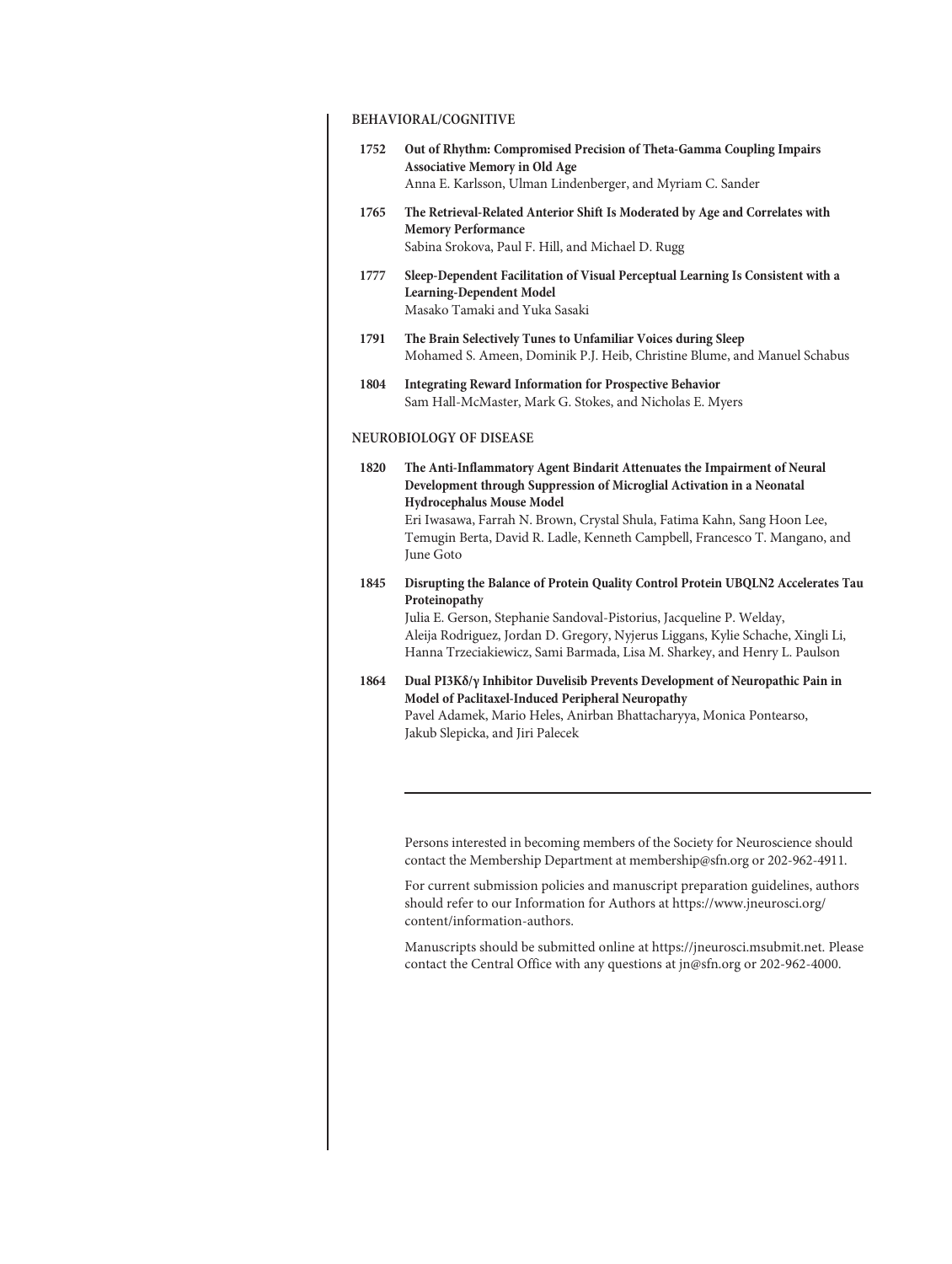## BEHAVIORAL/COGNITIVE

**1752 Out of Rhythm: Compromised Precision of Theta-Gamma Coupling Impairs Associative Memory in Old Age**
Anna E. Karlsson, Ulman Lindenberger, and Myriam C. Sander

**1765 The Retrieval-Related Anterior Shift Is Moderated by Age and Correlates with Memory Performance**
Sabina Srokova, Paul F. Hill, and Michael D. Rugg

**1777 Sleep-Dependent Facilitation of Visual Perceptual Learning Is Consistent with a Learning-Dependent Model**
Masako Tamaki and Yuka Sasaki

**1791 The Brain Selectively Tunes to Unfamiliar Voices during Sleep**
Mohamed S. Ameen, Dominik P.J. Heib, Christine Blume, and Manuel Schabus

**1804 Integrating Reward Information for Prospective Behavior**
Sam Hall-McMaster, Mark G. Stokes, and Nicholas E. Myers

## NEUROBIOLOGY OF DISEASE

**1820 The Anti-Inflammatory Agent Bindarit Attenuates the Impairment of Neural Development through Suppression of Microglial Activation in a Neonatal Hydrocephalus Mouse Model**
Eri Iwasawa, Farrah N. Brown, Crystal Shula, Fatima Kahn, Sang Hoon Lee, Temugin Berta, David R. Ladle, Kenneth Campbell, Francesco T. Mangano, and June Goto

**1845 Disrupting the Balance of Protein Quality Control Protein UBQLN2 Accelerates Tau Proteinopathy**
Julia E. Gerson, Stephanie Sandoval-Pistorius, Jacqueline P. Welday, Aleija Rodriguez, Jordan D. Gregory, Nyjerus Liggans, Kylie Schache, Xingli Li, Hanna Trzeciakiewicz, Sami Barmada, Lisa M. Sharkey, and Henry L. Paulson

**1864 Dual PI3Kδ/γ Inhibitor Duvelisib Prevents Development of Neuropathic Pain in Model of Paclitaxel-Induced Peripheral Neuropathy**
Pavel Adamek, Mario Heles, Anirban Bhattacharyya, Monica Pontearso, Jakub Slepicka, and Jiri Palecek

---

Persons interested in becoming members of the Society for Neuroscience should contact the Membership Department at membership@sfn.org or 202-962-4911.

For current submission policies and manuscript preparation guidelines, authors should refer to our Information for Authors at https://www.jneurosci.org/content/information-authors.

Manuscripts should be submitted online at https://jneurosci.msubmit.net. Please contact the Central Office with any questions at jn@sfn.org or 202-962-4000.